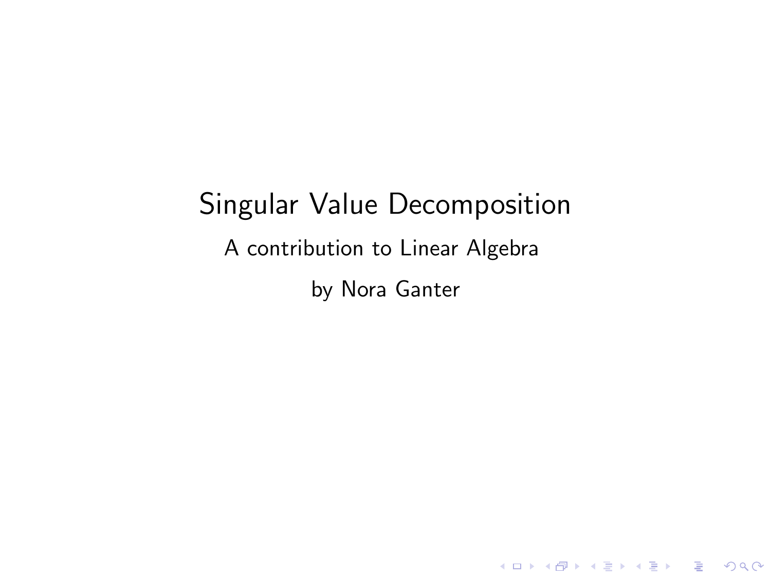# Singular Value Decomposition

A contribution to Linear Algebra

by Nora Ganter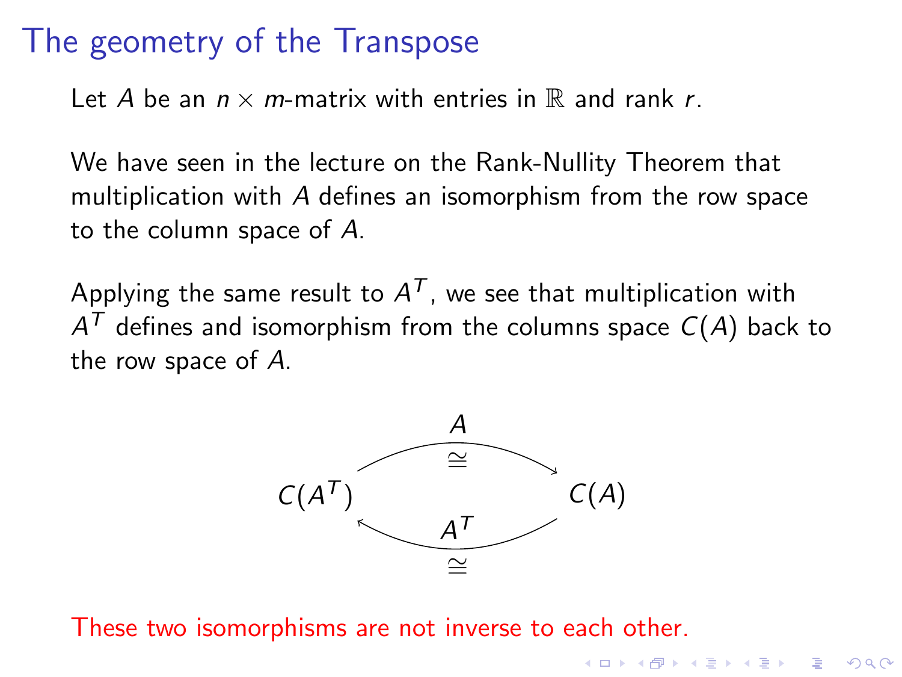# The geometry of the Transpose

Let $A$ be an $n \times m$-matrix with entries in $\mathbb{R}$ and rank $r$.

We have seen in the lecture on the Rank-Nullity Theorem that multiplication with $A$ defines an isomorphism from the row space to the column space of $A$.

Applying the same result to $A^T$, we see that multiplication with $A^T$ defines and isomorphism from the columns space $C(A)$ back to the row space of $A$.

$$C(A^T) \underset{\cong}{\overset{A}{\longrightarrow}} C(A), \qquad C(A) \underset{\cong}{\overset{A^T}{\longrightarrow}} C(A^T)$$

These two isomorphisms are not inverse to each other.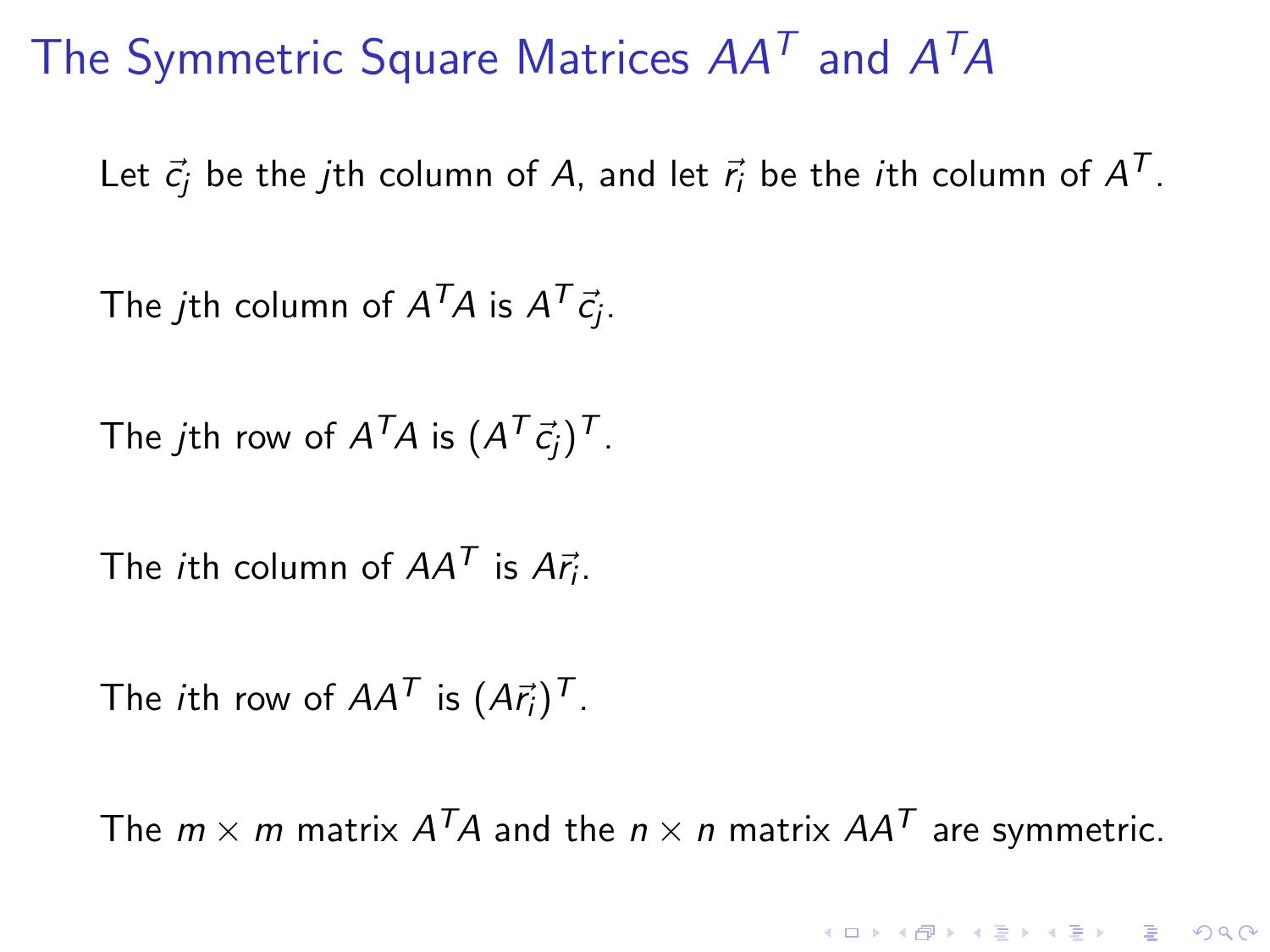# The Symmetric Square Matrices $AA^T$ and $A^TA$

Let $\vec{c}_j$ be the $j$th column of $A$, and let $\vec{r}_i$ be the $i$th column of $A^T$.

The $j$th column of $A^TA$ is $A^T\vec{c}_j$.

The $j$th row of $A^TA$ is $(A^T\vec{c}_j)^T$.

The $i$th column of $AA^T$ is $A\vec{r}_i$.

The $i$th row of $AA^T$ is $(A\vec{r}_i)^T$.

The $m \times m$ matrix $A^TA$ and the $n \times n$ matrix $AA^T$ are symmetric.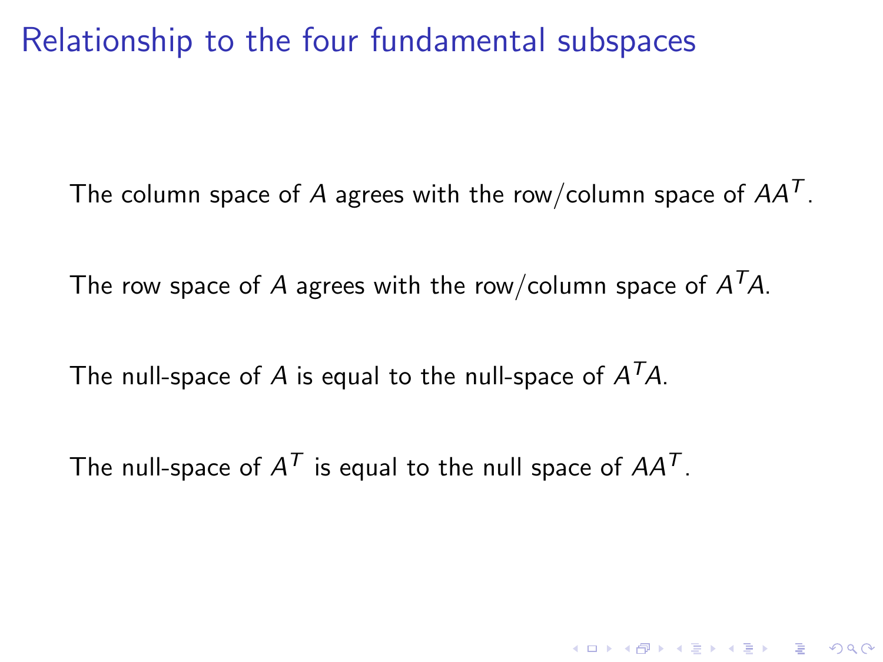# Relationship to the four fundamental subspaces

The column space of $A$ agrees with the row/column space of $AA^T$.

The row space of $A$ agrees with the row/column space of $A^TA$.

The null-space of $A$ is equal to the null-space of $A^TA$.

The null-space of $A^T$ is equal to the null space of $AA^T$.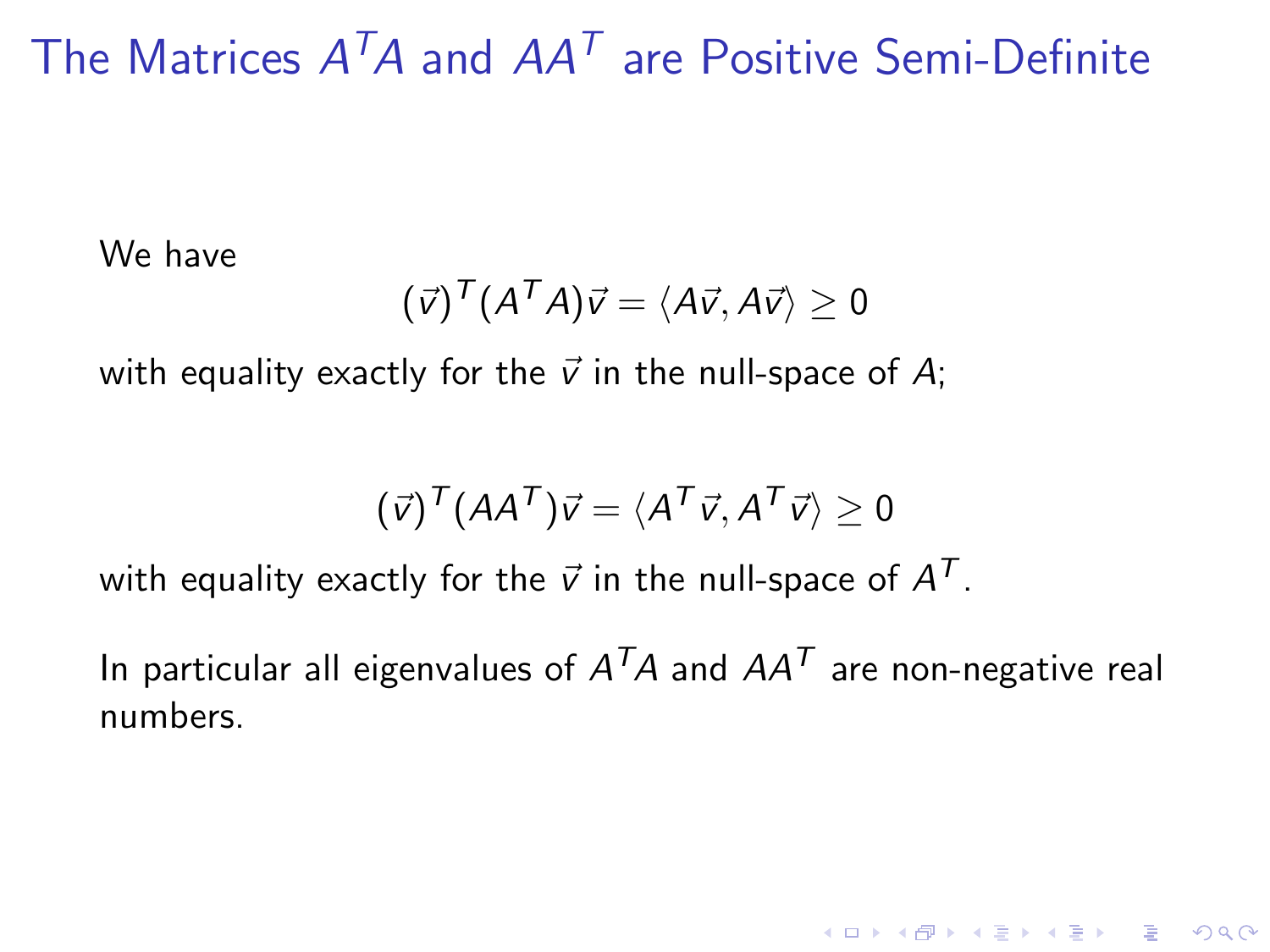# The Matrices $A^T A$ and $AA^T$ are Positive Semi-Definite

We have

$$(\vec{v})^T (A^T A)\vec{v} = \langle A\vec{v}, A\vec{v}\rangle \geq 0$$

with equality exactly for the $\vec{v}$ in the null-space of $A$;

$$(\vec{v})^T (AA^T)\vec{v} = \langle A^T\vec{v}, A^T\vec{v}\rangle \geq 0$$

with equality exactly for the $\vec{v}$ in the null-space of $A^T$.

In particular all eigenvalues of $A^T A$ and $AA^T$ are non-negative real numbers.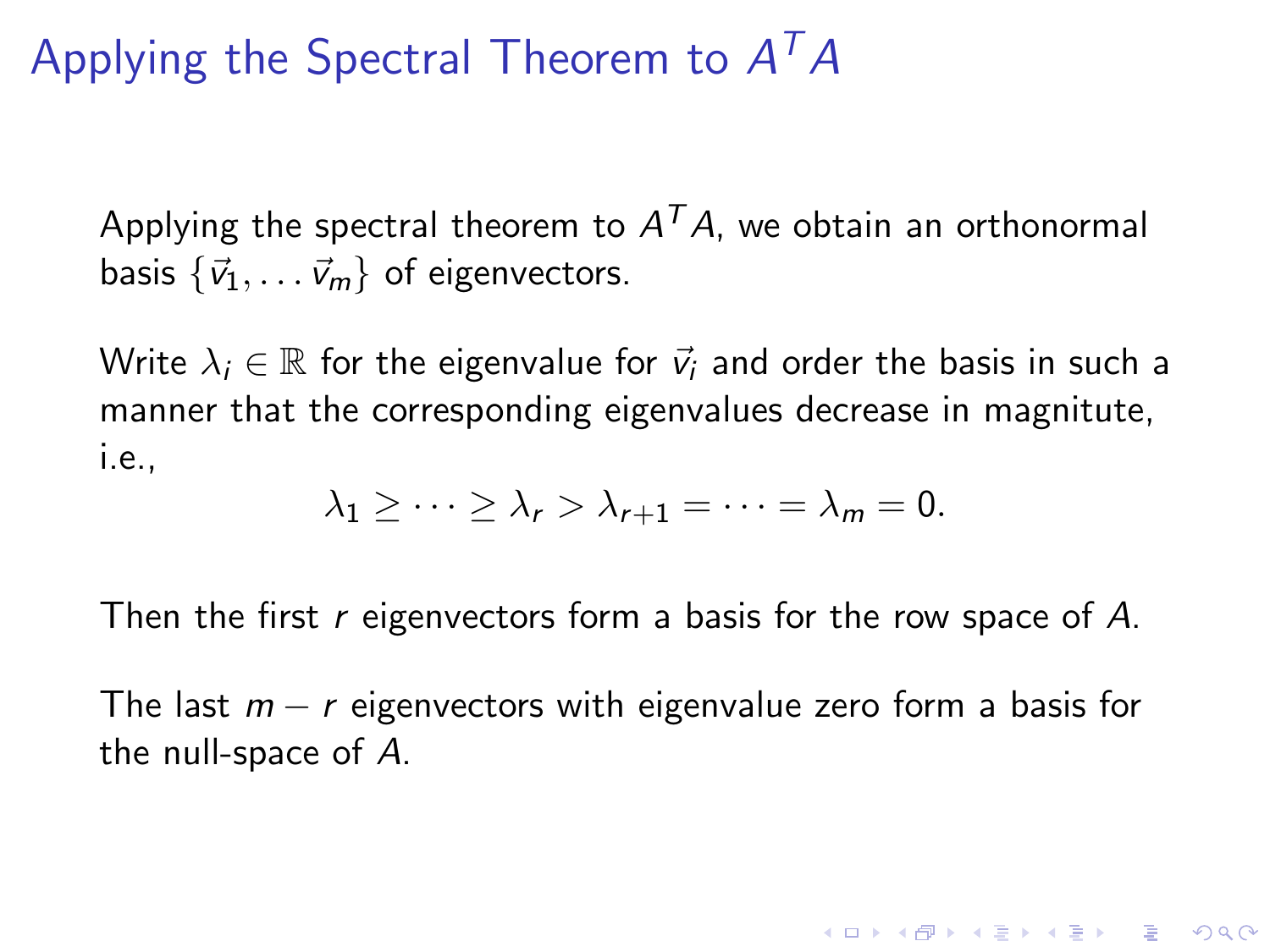# Applying the Spectral Theorem to $A^T A$

Applying the spectral theorem to $A^T A$, we obtain an orthonormal basis $\{\vec{v}_1, \dots \vec{v}_m\}$ of eigenvectors.

Write $\lambda_i \in \mathbb{R}$ for the eigenvalue for $\vec{v}_i$ and order the basis in such a manner that the corresponding eigenvalues decrease in magnitute, i.e.,

$$\lambda_1 \geq \cdots \geq \lambda_r > \lambda_{r+1} = \cdots = \lambda_m = 0.$$

Then the first $r$ eigenvectors form a basis for the row space of $A$.

The last $m - r$ eigenvectors with eigenvalue zero form a basis for the null-space of $A$.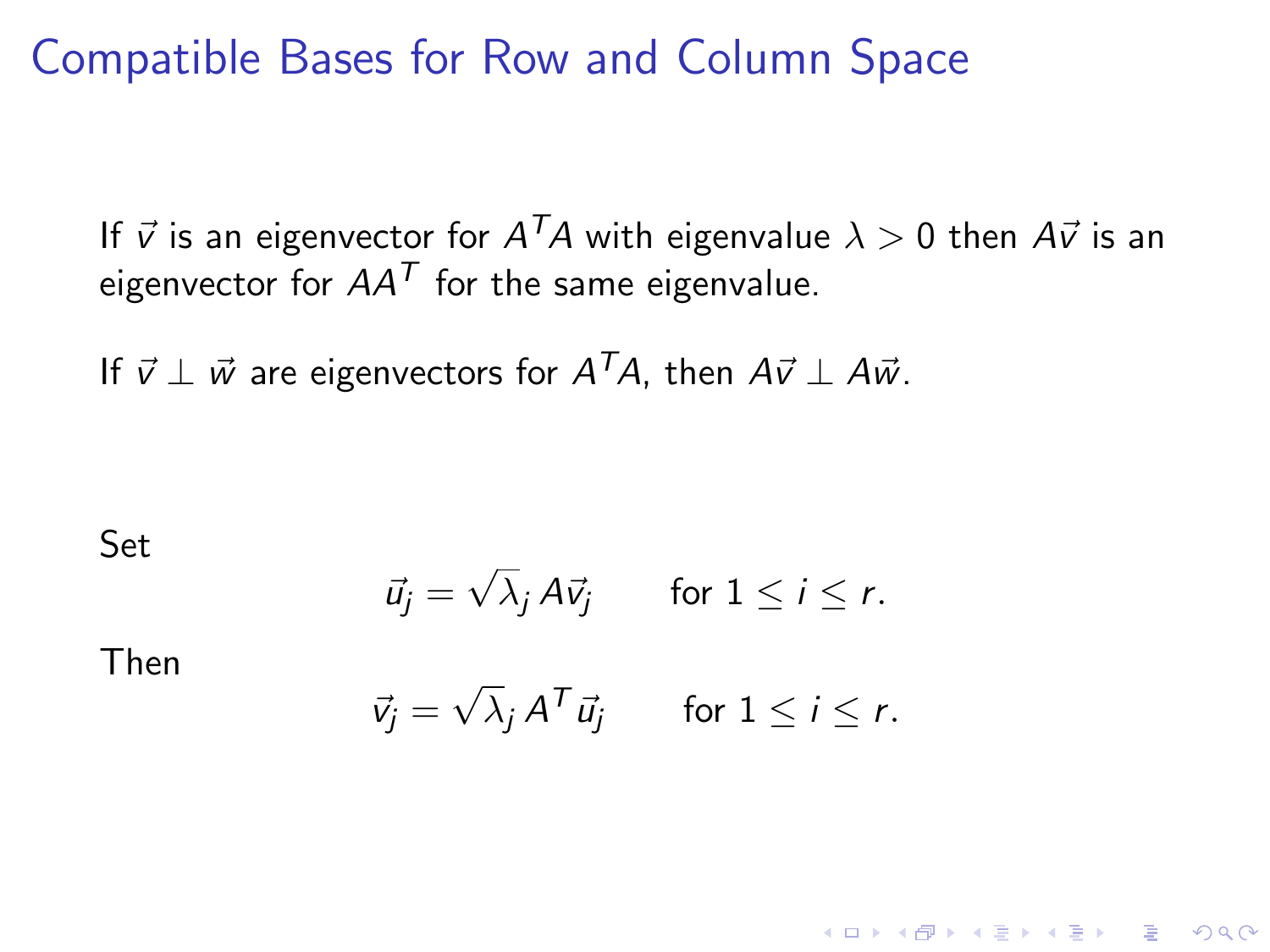# Compatible Bases for Row and Column Space

If $\vec{v}$ is an eigenvector for $A^T A$ with eigenvalue $\lambda > 0$ then $A\vec{v}$ is an eigenvector for $AA^T$ for the same eigenvalue.

If $\vec{v} \perp \vec{w}$ are eigenvectors for $A^T A$, then $A\vec{v} \perp A\vec{w}$.

Set

$$\vec{u}_j = \sqrt{\lambda}_j \, A\vec{v}_j \qquad \text{for } 1 \leq i \leq r.$$

Then

$$\vec{v}_j = \sqrt{\lambda}_j \, A^T \vec{u}_j \qquad \text{for } 1 \leq i \leq r.$$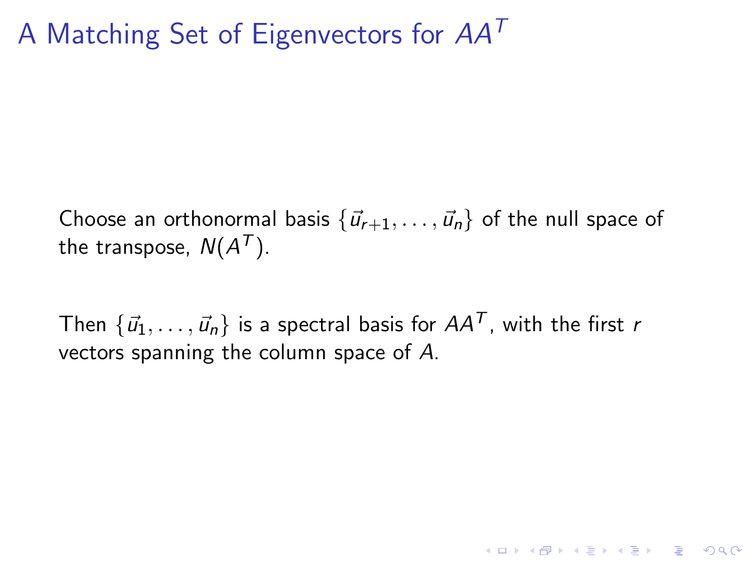# A Matching Set of Eigenvectors for $AA^T$

Choose an orthonormal basis $\{\vec{u}_{r+1}, \ldots, \vec{u}_n\}$ of the null space of the transpose, $N(A^T)$.

Then $\{\vec{u}_1, \ldots, \vec{u}_n\}$ is a spectral basis for $AA^T$, with the first $r$ vectors spanning the column space of $A$.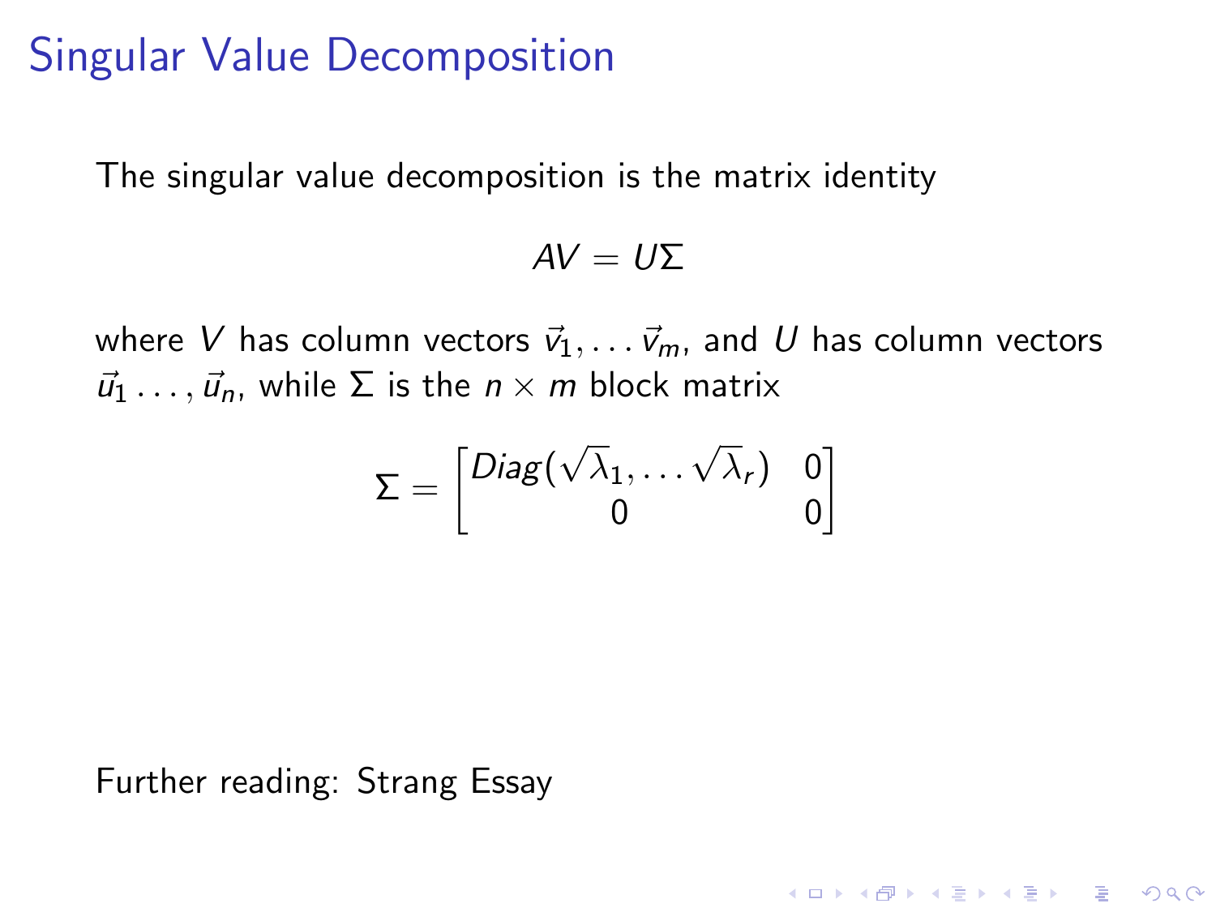# Singular Value Decomposition

The singular value decomposition is the matrix identity

$$AV = U\Sigma$$

where $V$ has column vectors $\vec{v}_1, \ldots \vec{v}_m$, and $U$ has column vectors $\vec{u}_1 \ldots, \vec{u}_n$, while $\Sigma$ is the $n \times m$ block matrix

$$\Sigma = \begin{bmatrix} Diag(\sqrt{\lambda}_1, \ldots \sqrt{\lambda}_r) & 0 \\ 0 & 0 \end{bmatrix}$$

Further reading: Strang Essay